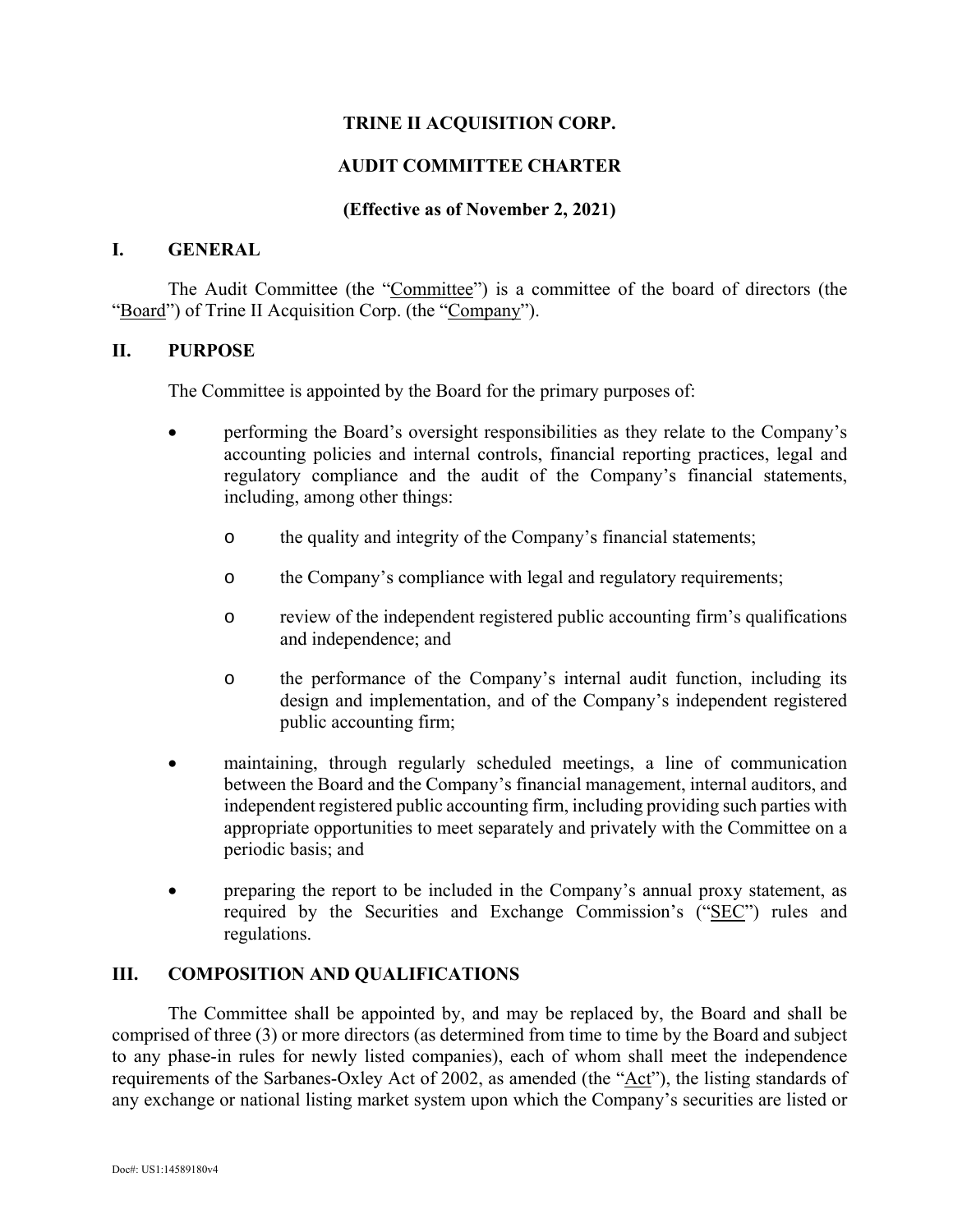# TRINE II ACQUISITION CORP.

# AUDIT COMMITTEE CHARTER

**(Effective as of November 2, 2021)**

## I. GENERAL

The Audit Committee (the "Committee") is a committee of the board of directors (the "Board") of Trine II Acquisition Corp. (the "Company").

## II. PURPOSE

The Committee is appointed by the Board for the primary purposes of:

- performing the Board's oversight responsibilities as they relate to the Company's accounting policies and internal controls, financial reporting practices, legal and regulatory compliance and the audit of the Company's financial statements, including, among other things:
  - the quality and integrity of the Company's financial statements;
  - the Company's compliance with legal and regulatory requirements;
  - review of the independent registered public accounting firm's qualifications and independence; and
  - the performance of the Company's internal audit function, including its design and implementation, and of the Company's independent registered public accounting firm;
- maintaining, through regularly scheduled meetings, a line of communication between the Board and the Company's financial management, internal auditors, and independent registered public accounting firm, including providing such parties with appropriate opportunities to meet separately and privately with the Committee on a periodic basis; and
- preparing the report to be included in the Company's annual proxy statement, as required by the Securities and Exchange Commission's ("SEC") rules and regulations.

## III. COMPOSITION AND QUALIFICATIONS

The Committee shall be appointed by, and may be replaced by, the Board and shall be comprised of three (3) or more directors (as determined from time to time by the Board and subject to any phase-in rules for newly listed companies), each of whom shall meet the independence requirements of the Sarbanes-Oxley Act of 2002, as amended (the "Act"), the listing standards of any exchange or national listing market system upon which the Company's securities are listed or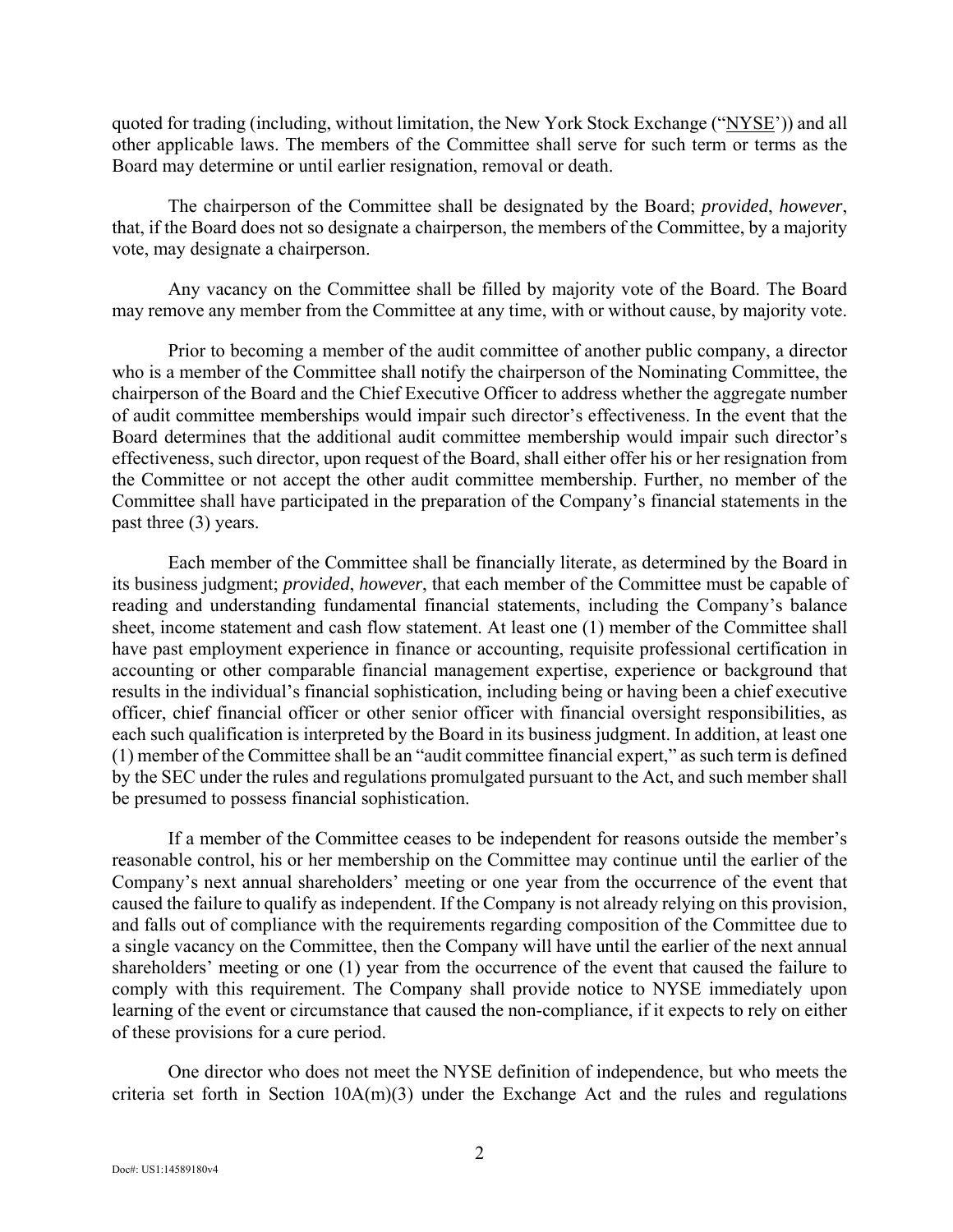quoted for trading (including, without limitation, the New York Stock Exchange ("NYSE")) and all other applicable laws. The members of the Committee shall serve for such term or terms as the Board may determine or until earlier resignation, removal or death.

The chairperson of the Committee shall be designated by the Board; *provided*, *however*, that, if the Board does not so designate a chairperson, the members of the Committee, by a majority vote, may designate a chairperson.

Any vacancy on the Committee shall be filled by majority vote of the Board. The Board may remove any member from the Committee at any time, with or without cause, by majority vote.

Prior to becoming a member of the audit committee of another public company, a director who is a member of the Committee shall notify the chairperson of the Nominating Committee, the chairperson of the Board and the Chief Executive Officer to address whether the aggregate number of audit committee memberships would impair such director's effectiveness. In the event that the Board determines that the additional audit committee membership would impair such director's effectiveness, such director, upon request of the Board, shall either offer his or her resignation from the Committee or not accept the other audit committee membership. Further, no member of the Committee shall have participated in the preparation of the Company's financial statements in the past three (3) years.

Each member of the Committee shall be financially literate, as determined by the Board in its business judgment; *provided*, *however*, that each member of the Committee must be capable of reading and understanding fundamental financial statements, including the Company's balance sheet, income statement and cash flow statement. At least one (1) member of the Committee shall have past employment experience in finance or accounting, requisite professional certification in accounting or other comparable financial management expertise, experience or background that results in the individual's financial sophistication, including being or having been a chief executive officer, chief financial officer or other senior officer with financial oversight responsibilities, as each such qualification is interpreted by the Board in its business judgment. In addition, at least one (1) member of the Committee shall be an "audit committee financial expert," as such term is defined by the SEC under the rules and regulations promulgated pursuant to the Act, and such member shall be presumed to possess financial sophistication.

If a member of the Committee ceases to be independent for reasons outside the member's reasonable control, his or her membership on the Committee may continue until the earlier of the Company's next annual shareholders' meeting or one year from the occurrence of the event that caused the failure to qualify as independent. If the Company is not already relying on this provision, and falls out of compliance with the requirements regarding composition of the Committee due to a single vacancy on the Committee, then the Company will have until the earlier of the next annual shareholders' meeting or one (1) year from the occurrence of the event that caused the failure to comply with this requirement. The Company shall provide notice to NYSE immediately upon learning of the event or circumstance that caused the non-compliance, if it expects to rely on either of these provisions for a cure period.

One director who does not meet the NYSE definition of independence, but who meets the criteria set forth in Section 10A(m)(3) under the Exchange Act and the rules and regulations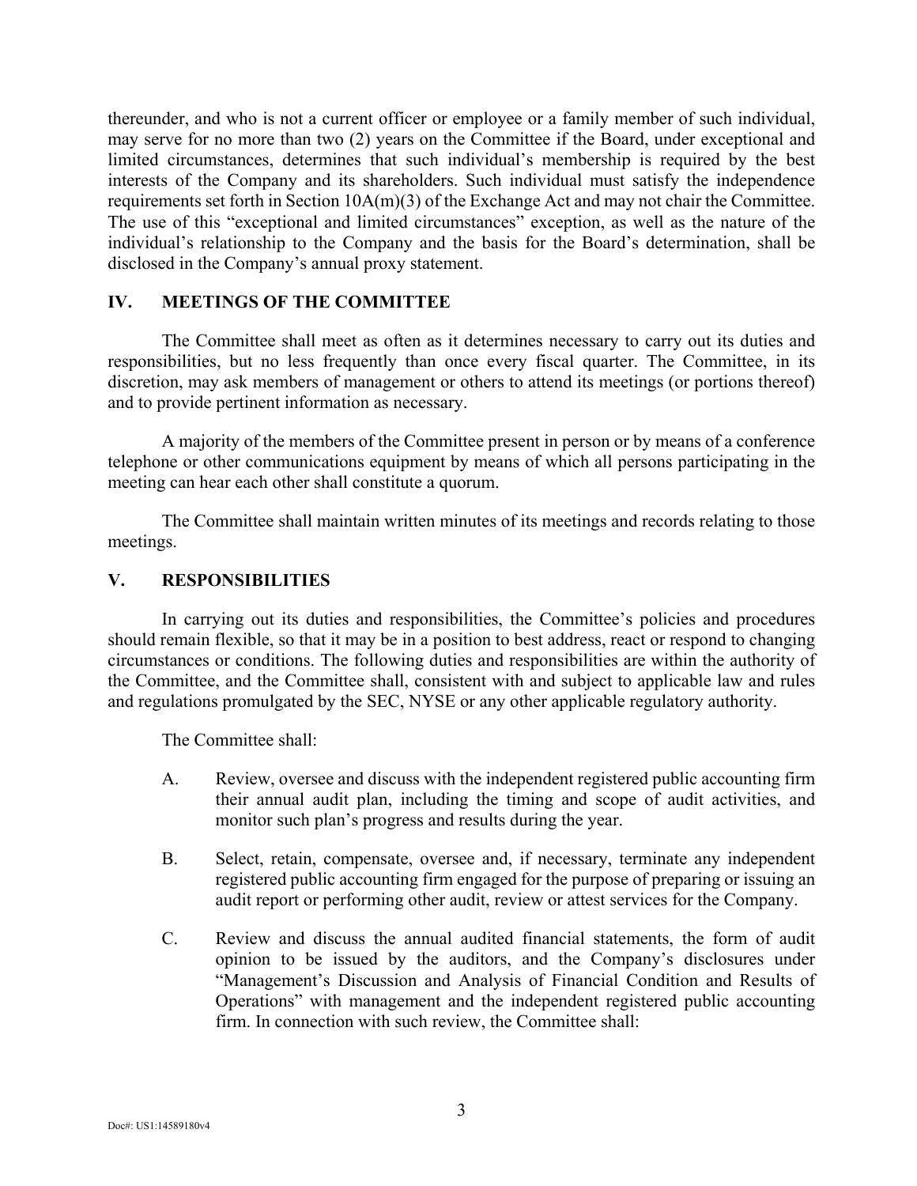thereunder, and who is not a current officer or employee or a family member of such individual, may serve for no more than two (2) years on the Committee if the Board, under exceptional and limited circumstances, determines that such individual's membership is required by the best interests of the Company and its shareholders. Such individual must satisfy the independence requirements set forth in Section 10A(m)(3) of the Exchange Act and may not chair the Committee. The use of this "exceptional and limited circumstances" exception, as well as the nature of the individual's relationship to the Company and the basis for the Board's determination, shall be disclosed in the Company's annual proxy statement.

## IV. MEETINGS OF THE COMMITTEE

The Committee shall meet as often as it determines necessary to carry out its duties and responsibilities, but no less frequently than once every fiscal quarter. The Committee, in its discretion, may ask members of management or others to attend its meetings (or portions thereof) and to provide pertinent information as necessary.

A majority of the members of the Committee present in person or by means of a conference telephone or other communications equipment by means of which all persons participating in the meeting can hear each other shall constitute a quorum.

The Committee shall maintain written minutes of its meetings and records relating to those meetings.

## V. RESPONSIBILITIES

In carrying out its duties and responsibilities, the Committee's policies and procedures should remain flexible, so that it may be in a position to best address, react or respond to changing circumstances or conditions. The following duties and responsibilities are within the authority of the Committee, and the Committee shall, consistent with and subject to applicable law and rules and regulations promulgated by the SEC, NYSE or any other applicable regulatory authority.

The Committee shall:

A. Review, oversee and discuss with the independent registered public accounting firm their annual audit plan, including the timing and scope of audit activities, and monitor such plan's progress and results during the year.

B. Select, retain, compensate, oversee and, if necessary, terminate any independent registered public accounting firm engaged for the purpose of preparing or issuing an audit report or performing other audit, review or attest services for the Company.

C. Review and discuss the annual audited financial statements, the form of audit opinion to be issued by the auditors, and the Company's disclosures under "Management's Discussion and Analysis of Financial Condition and Results of Operations" with management and the independent registered public accounting firm. In connection with such review, the Committee shall: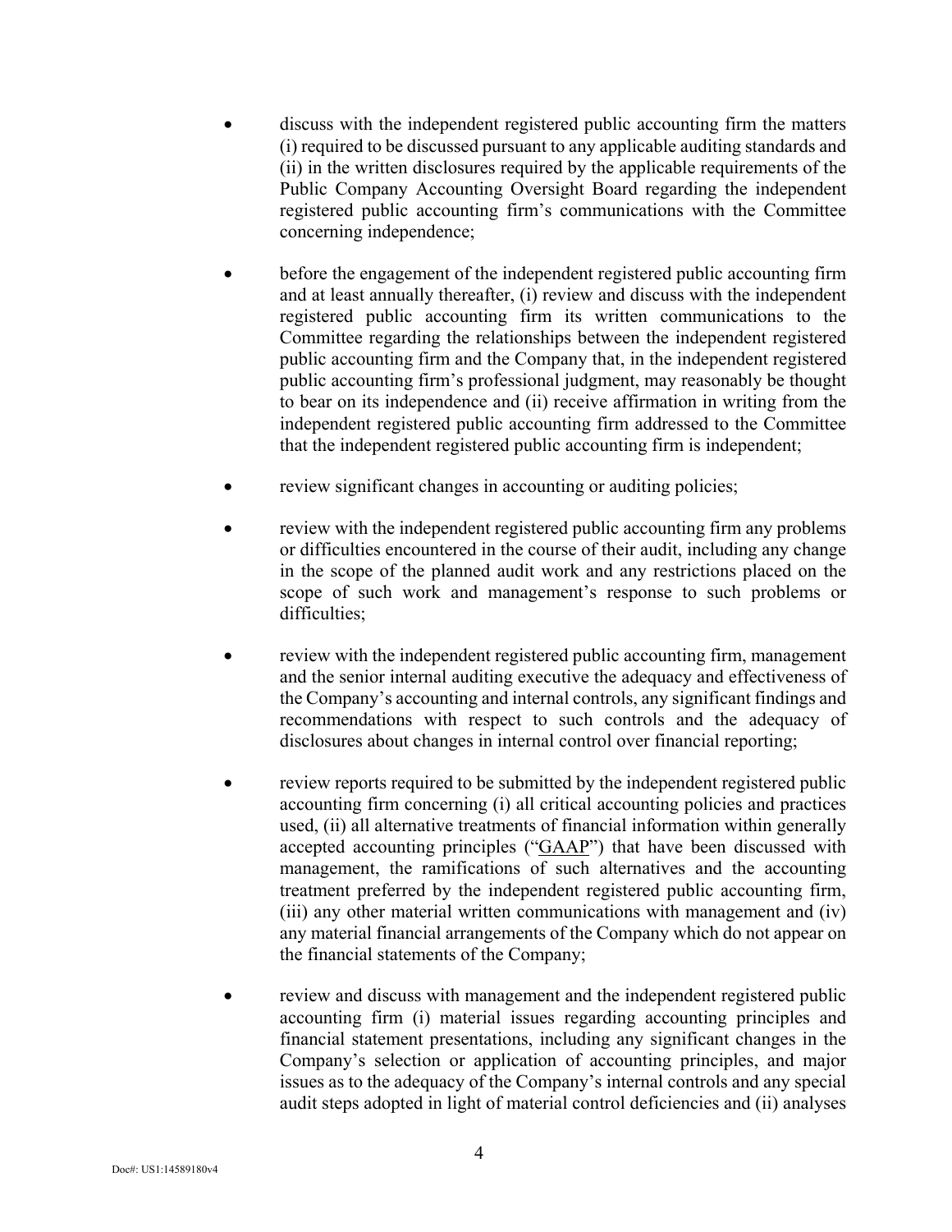- discuss with the independent registered public accounting firm the matters (i) required to be discussed pursuant to any applicable auditing standards and (ii) in the written disclosures required by the applicable requirements of the Public Company Accounting Oversight Board regarding the independent registered public accounting firm's communications with the Committee concerning independence;

- before the engagement of the independent registered public accounting firm and at least annually thereafter, (i) review and discuss with the independent registered public accounting firm its written communications to the Committee regarding the relationships between the independent registered public accounting firm and the Company that, in the independent registered public accounting firm's professional judgment, may reasonably be thought to bear on its independence and (ii) receive affirmation in writing from the independent registered public accounting firm addressed to the Committee that the independent registered public accounting firm is independent;

- review significant changes in accounting or auditing policies;

- review with the independent registered public accounting firm any problems or difficulties encountered in the course of their audit, including any change in the scope of the planned audit work and any restrictions placed on the scope of such work and management's response to such problems or difficulties;

- review with the independent registered public accounting firm, management and the senior internal auditing executive the adequacy and effectiveness of the Company's accounting and internal controls, any significant findings and recommendations with respect to such controls and the adequacy of disclosures about changes in internal control over financial reporting;

- review reports required to be submitted by the independent registered public accounting firm concerning (i) all critical accounting policies and practices used, (ii) all alternative treatments of financial information within generally accepted accounting principles ("GAAP") that have been discussed with management, the ramifications of such alternatives and the accounting treatment preferred by the independent registered public accounting firm, (iii) any other material written communications with management and (iv) any material financial arrangements of the Company which do not appear on the financial statements of the Company;

- review and discuss with management and the independent registered public accounting firm (i) material issues regarding accounting principles and financial statement presentations, including any significant changes in the Company's selection or application of accounting principles, and major issues as to the adequacy of the Company's internal controls and any special audit steps adopted in light of material control deficiencies and (ii) analyses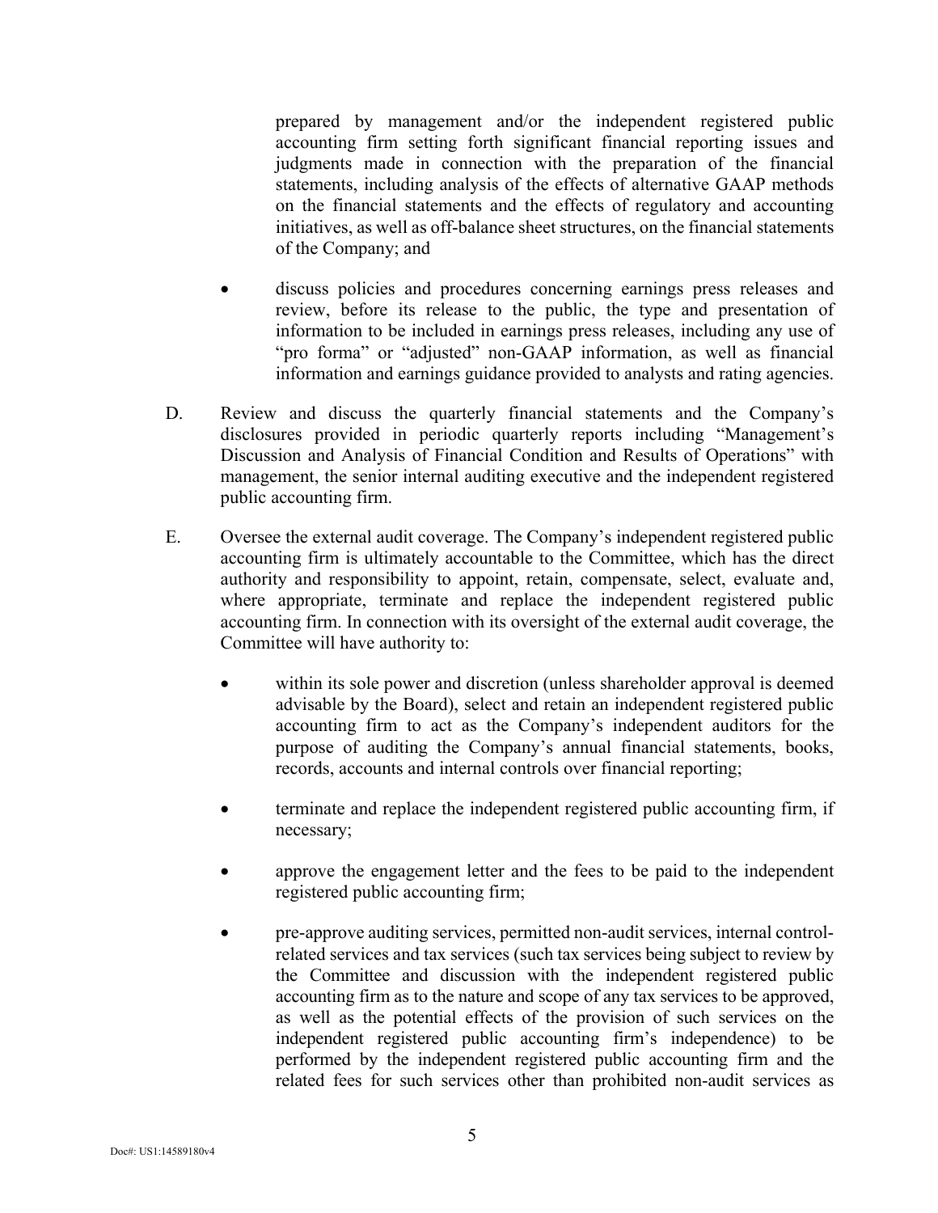prepared by management and/or the independent registered public accounting firm setting forth significant financial reporting issues and judgments made in connection with the preparation of the financial statements, including analysis of the effects of alternative GAAP methods on the financial statements and the effects of regulatory and accounting initiatives, as well as off-balance sheet structures, on the financial statements of the Company; and

- discuss policies and procedures concerning earnings press releases and review, before its release to the public, the type and presentation of information to be included in earnings press releases, including any use of "pro forma" or "adjusted" non-GAAP information, as well as financial information and earnings guidance provided to analysts and rating agencies.

D. Review and discuss the quarterly financial statements and the Company's disclosures provided in periodic quarterly reports including "Management's Discussion and Analysis of Financial Condition and Results of Operations" with management, the senior internal auditing executive and the independent registered public accounting firm.

E. Oversee the external audit coverage. The Company's independent registered public accounting firm is ultimately accountable to the Committee, which has the direct authority and responsibility to appoint, retain, compensate, select, evaluate and, where appropriate, terminate and replace the independent registered public accounting firm. In connection with its oversight of the external audit coverage, the Committee will have authority to:

- within its sole power and discretion (unless shareholder approval is deemed advisable by the Board), select and retain an independent registered public accounting firm to act as the Company's independent auditors for the purpose of auditing the Company's annual financial statements, books, records, accounts and internal controls over financial reporting;

- terminate and replace the independent registered public accounting firm, if necessary;

- approve the engagement letter and the fees to be paid to the independent registered public accounting firm;

- pre-approve auditing services, permitted non-audit services, internal control-related services and tax services (such tax services being subject to review by the Committee and discussion with the independent registered public accounting firm as to the nature and scope of any tax services to be approved, as well as the potential effects of the provision of such services on the independent registered public accounting firm's independence) to be performed by the independent registered public accounting firm and the related fees for such services other than prohibited non-audit services as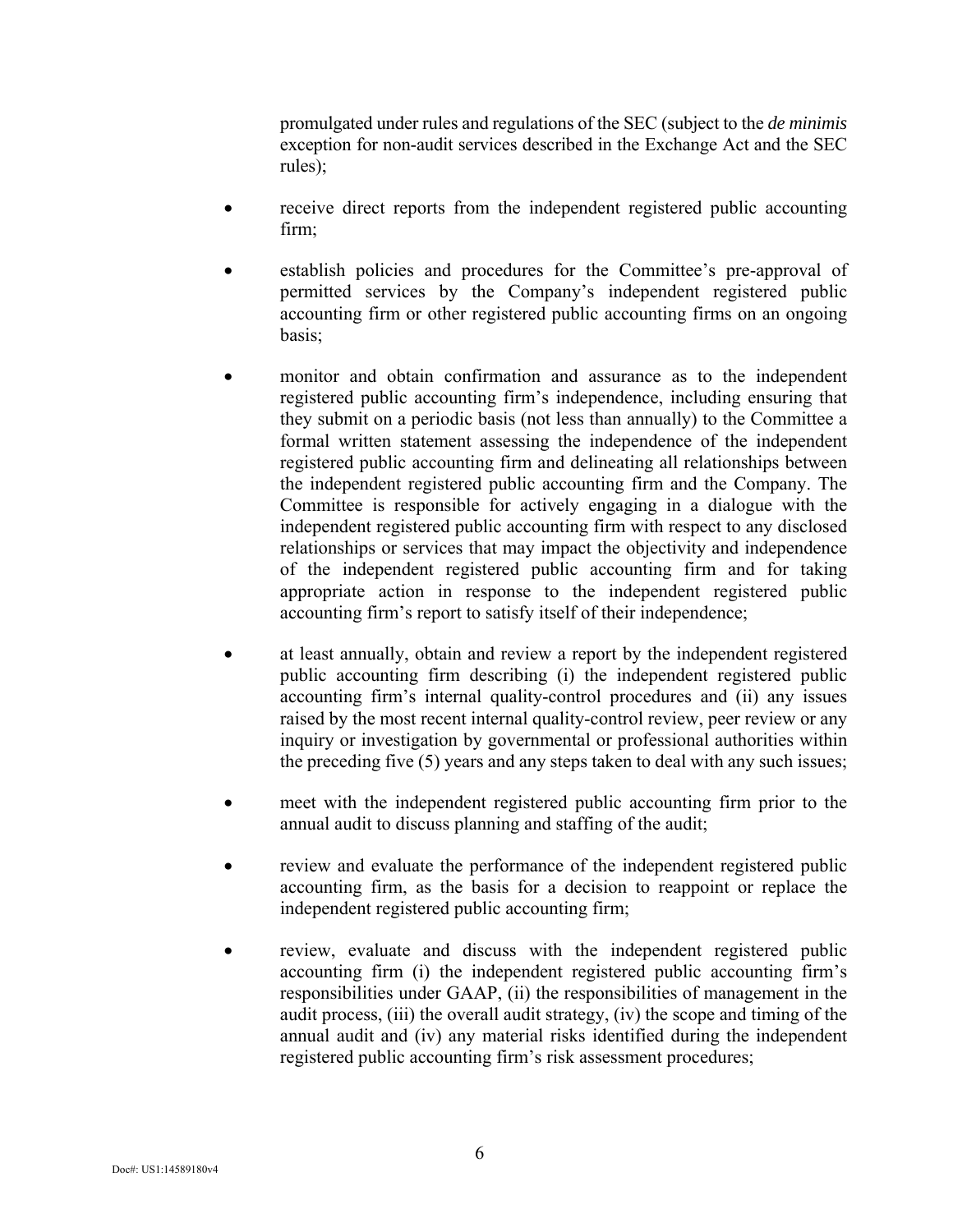promulgated under rules and regulations of the SEC (subject to the *de minimis* exception for non-audit services described in the Exchange Act and the SEC rules);

- receive direct reports from the independent registered public accounting firm;
- establish policies and procedures for the Committee's pre-approval of permitted services by the Company's independent registered public accounting firm or other registered public accounting firms on an ongoing basis;
- monitor and obtain confirmation and assurance as to the independent registered public accounting firm's independence, including ensuring that they submit on a periodic basis (not less than annually) to the Committee a formal written statement assessing the independence of the independent registered public accounting firm and delineating all relationships between the independent registered public accounting firm and the Company. The Committee is responsible for actively engaging in a dialogue with the independent registered public accounting firm with respect to any disclosed relationships or services that may impact the objectivity and independence of the independent registered public accounting firm and for taking appropriate action in response to the independent registered public accounting firm's report to satisfy itself of their independence;
- at least annually, obtain and review a report by the independent registered public accounting firm describing (i) the independent registered public accounting firm's internal quality-control procedures and (ii) any issues raised by the most recent internal quality-control review, peer review or any inquiry or investigation by governmental or professional authorities within the preceding five (5) years and any steps taken to deal with any such issues;
- meet with the independent registered public accounting firm prior to the annual audit to discuss planning and staffing of the audit;
- review and evaluate the performance of the independent registered public accounting firm, as the basis for a decision to reappoint or replace the independent registered public accounting firm;
- review, evaluate and discuss with the independent registered public accounting firm (i) the independent registered public accounting firm's responsibilities under GAAP, (ii) the responsibilities of management in the audit process, (iii) the overall audit strategy, (iv) the scope and timing of the annual audit and (iv) any material risks identified during the independent registered public accounting firm's risk assessment procedures;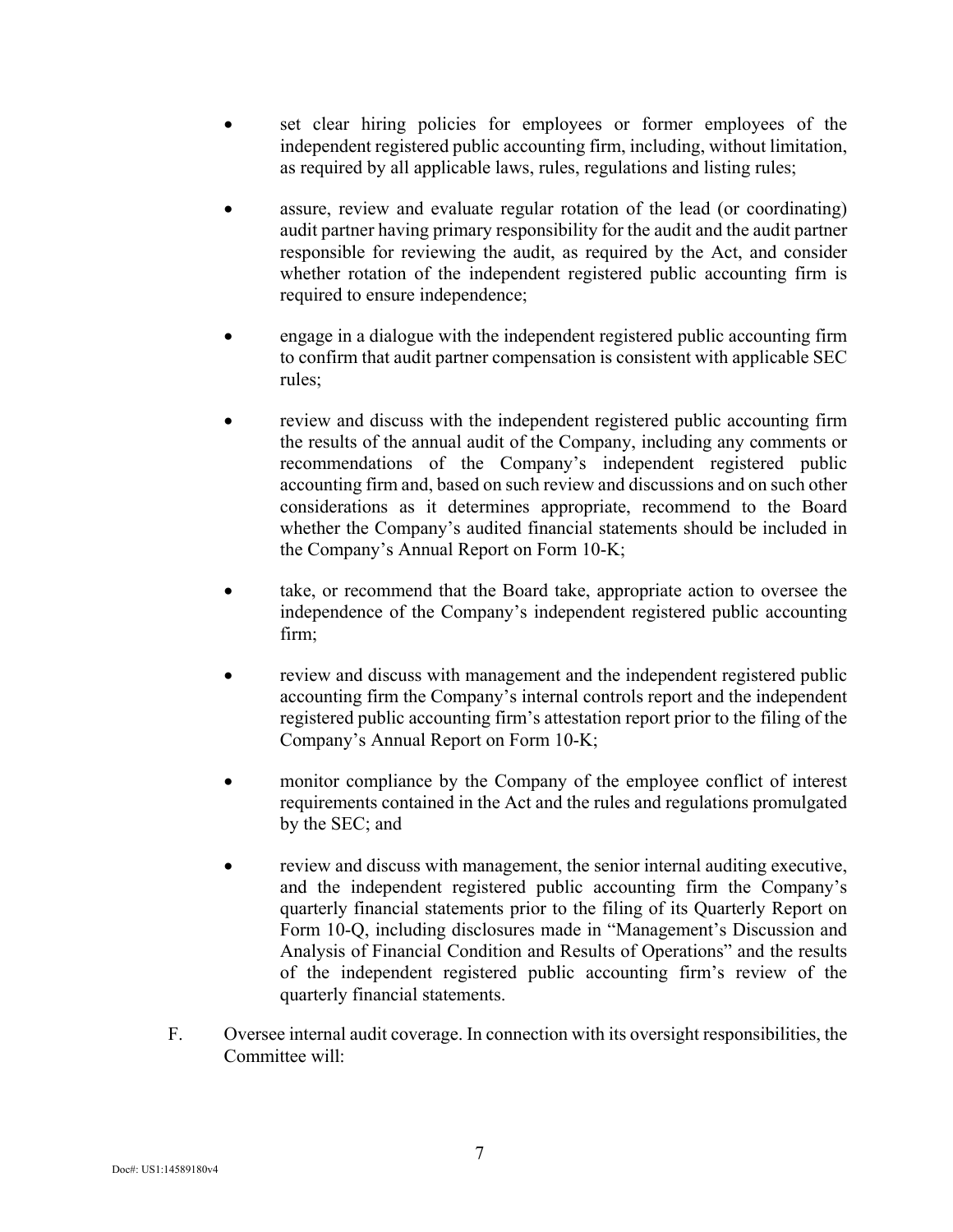- set clear hiring policies for employees or former employees of the independent registered public accounting firm, including, without limitation, as required by all applicable laws, rules, regulations and listing rules;

- assure, review and evaluate regular rotation of the lead (or coordinating) audit partner having primary responsibility for the audit and the audit partner responsible for reviewing the audit, as required by the Act, and consider whether rotation of the independent registered public accounting firm is required to ensure independence;

- engage in a dialogue with the independent registered public accounting firm to confirm that audit partner compensation is consistent with applicable SEC rules;

- review and discuss with the independent registered public accounting firm the results of the annual audit of the Company, including any comments or recommendations of the Company's independent registered public accounting firm and, based on such review and discussions and on such other considerations as it determines appropriate, recommend to the Board whether the Company's audited financial statements should be included in the Company's Annual Report on Form 10-K;

- take, or recommend that the Board take, appropriate action to oversee the independence of the Company's independent registered public accounting firm;

- review and discuss with management and the independent registered public accounting firm the Company's internal controls report and the independent registered public accounting firm's attestation report prior to the filing of the Company's Annual Report on Form 10-K;

- monitor compliance by the Company of the employee conflict of interest requirements contained in the Act and the rules and regulations promulgated by the SEC; and

- review and discuss with management, the senior internal auditing executive, and the independent registered public accounting firm the Company's quarterly financial statements prior to the filing of its Quarterly Report on Form 10-Q, including disclosures made in "Management's Discussion and Analysis of Financial Condition and Results of Operations" and the results of the independent registered public accounting firm's review of the quarterly financial statements.

F. Oversee internal audit coverage. In connection with its oversight responsibilities, the Committee will: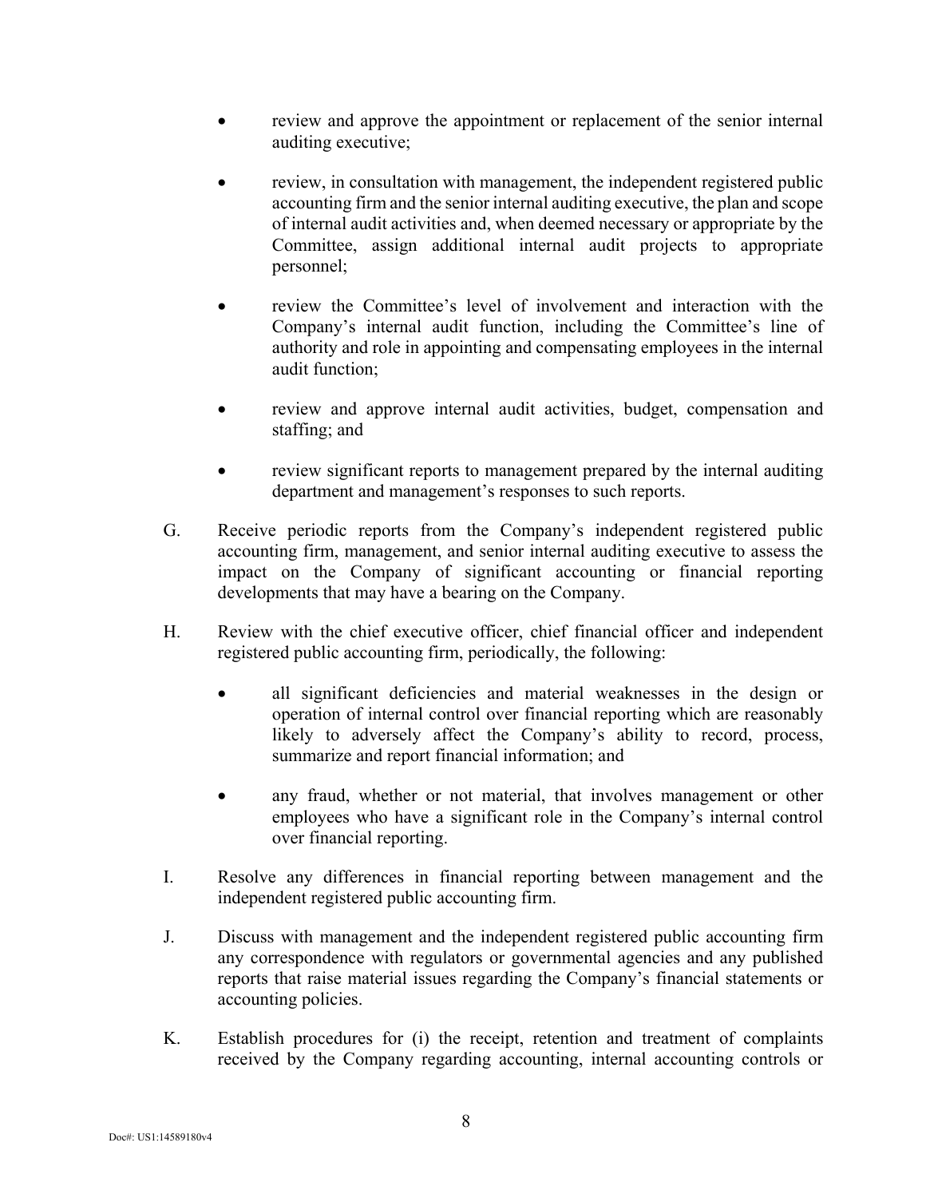- review and approve the appointment or replacement of the senior internal auditing executive;

- review, in consultation with management, the independent registered public accounting firm and the senior internal auditing executive, the plan and scope of internal audit activities and, when deemed necessary or appropriate by the Committee, assign additional internal audit projects to appropriate personnel;

- review the Committee's level of involvement and interaction with the Company's internal audit function, including the Committee's line of authority and role in appointing and compensating employees in the internal audit function;

- review and approve internal audit activities, budget, compensation and staffing; and

- review significant reports to management prepared by the internal auditing department and management's responses to such reports.

G. Receive periodic reports from the Company's independent registered public accounting firm, management, and senior internal auditing executive to assess the impact on the Company of significant accounting or financial reporting developments that may have a bearing on the Company.

H. Review with the chief executive officer, chief financial officer and independent registered public accounting firm, periodically, the following:

- all significant deficiencies and material weaknesses in the design or operation of internal control over financial reporting which are reasonably likely to adversely affect the Company's ability to record, process, summarize and report financial information; and

- any fraud, whether or not material, that involves management or other employees who have a significant role in the Company's internal control over financial reporting.

I. Resolve any differences in financial reporting between management and the independent registered public accounting firm.

J. Discuss with management and the independent registered public accounting firm any correspondence with regulators or governmental agencies and any published reports that raise material issues regarding the Company's financial statements or accounting policies.

K. Establish procedures for (i) the receipt, retention and treatment of complaints received by the Company regarding accounting, internal accounting controls or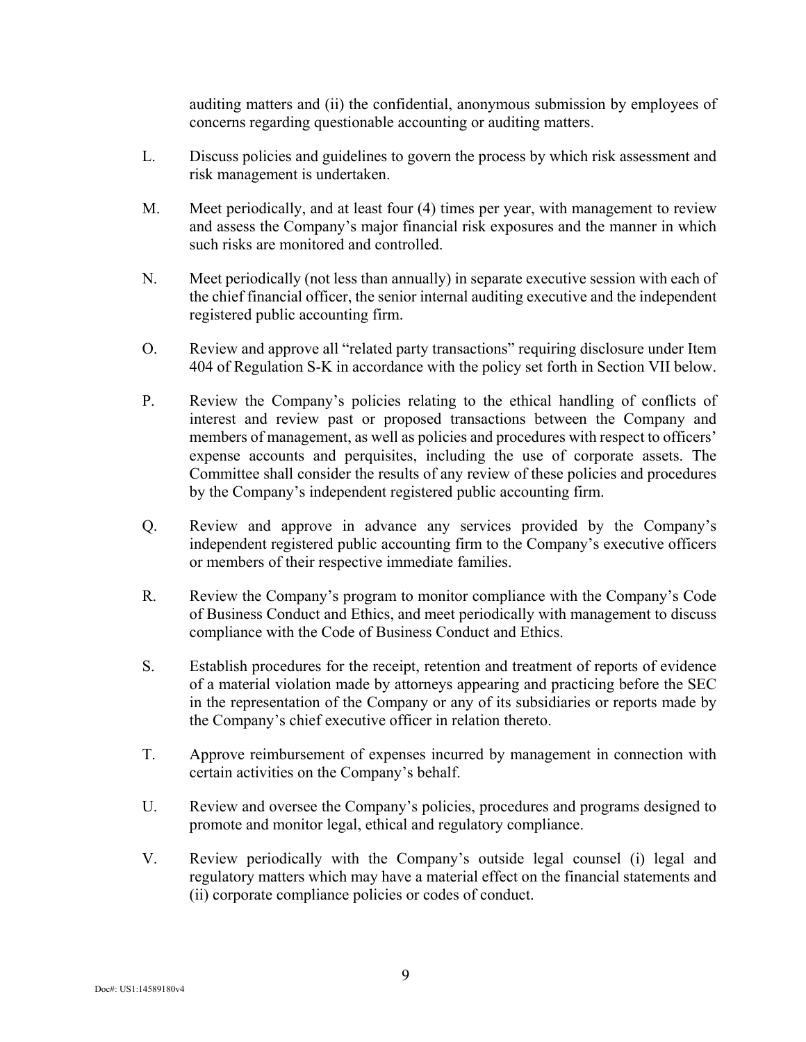auditing matters and (ii) the confidential, anonymous submission by employees of concerns regarding questionable accounting or auditing matters.

L. Discuss policies and guidelines to govern the process by which risk assessment and risk management is undertaken.

M. Meet periodically, and at least four (4) times per year, with management to review and assess the Company's major financial risk exposures and the manner in which such risks are monitored and controlled.

N. Meet periodically (not less than annually) in separate executive session with each of the chief financial officer, the senior internal auditing executive and the independent registered public accounting firm.

O. Review and approve all "related party transactions" requiring disclosure under Item 404 of Regulation S-K in accordance with the policy set forth in Section VII below.

P. Review the Company's policies relating to the ethical handling of conflicts of interest and review past or proposed transactions between the Company and members of management, as well as policies and procedures with respect to officers' expense accounts and perquisites, including the use of corporate assets. The Committee shall consider the results of any review of these policies and procedures by the Company's independent registered public accounting firm.

Q. Review and approve in advance any services provided by the Company's independent registered public accounting firm to the Company's executive officers or members of their respective immediate families.

R. Review the Company's program to monitor compliance with the Company's Code of Business Conduct and Ethics, and meet periodically with management to discuss compliance with the Code of Business Conduct and Ethics.

S. Establish procedures for the receipt, retention and treatment of reports of evidence of a material violation made by attorneys appearing and practicing before the SEC in the representation of the Company or any of its subsidiaries or reports made by the Company's chief executive officer in relation thereto.

T. Approve reimbursement of expenses incurred by management in connection with certain activities on the Company's behalf.

U. Review and oversee the Company's policies, procedures and programs designed to promote and monitor legal, ethical and regulatory compliance.

V. Review periodically with the Company's outside legal counsel (i) legal and regulatory matters which may have a material effect on the financial statements and (ii) corporate compliance policies or codes of conduct.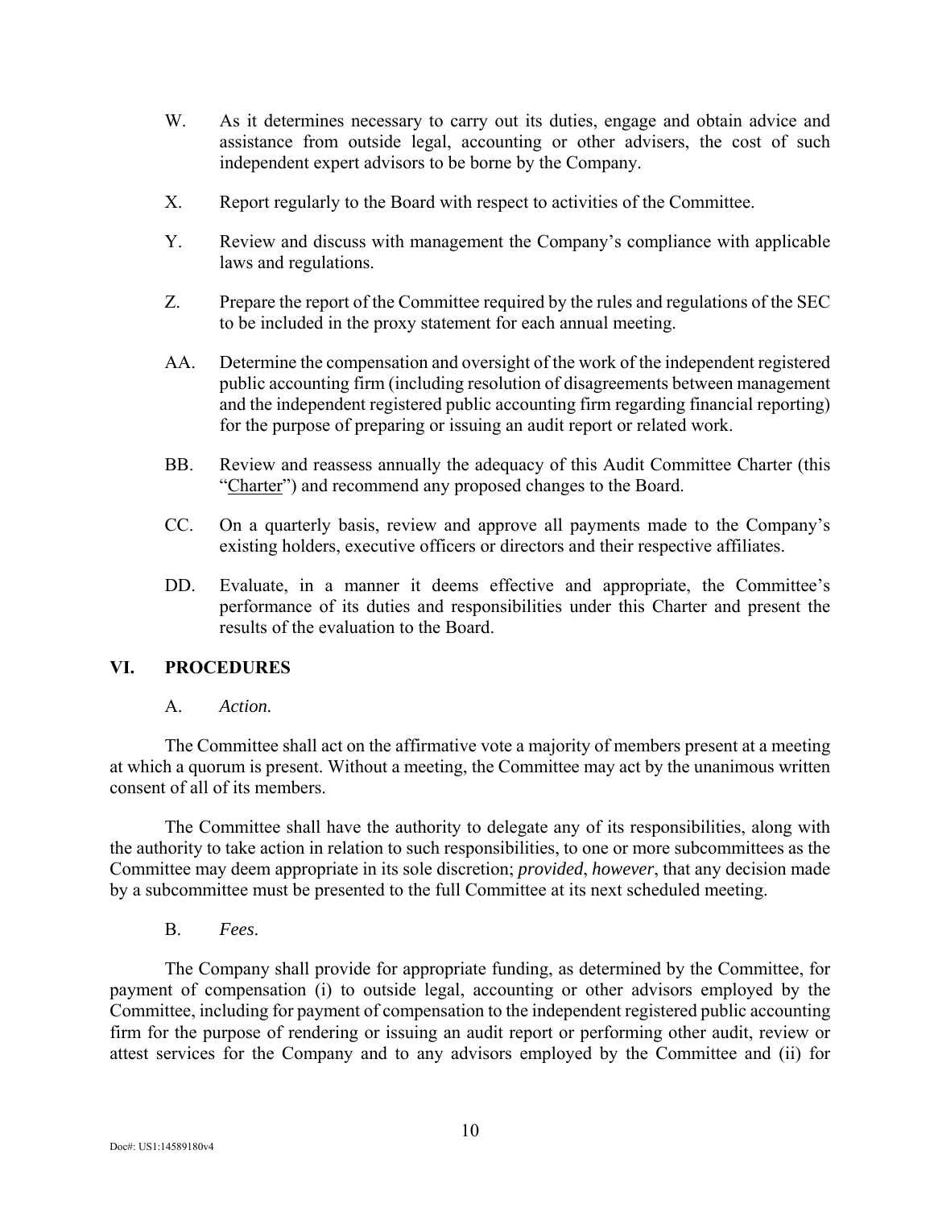W. As it determines necessary to carry out its duties, engage and obtain advice and assistance from outside legal, accounting or other advisers, the cost of such independent expert advisors to be borne by the Company.

X. Report regularly to the Board with respect to activities of the Committee.

Y. Review and discuss with management the Company's compliance with applicable laws and regulations.

Z. Prepare the report of the Committee required by the rules and regulations of the SEC to be included in the proxy statement for each annual meeting.

AA. Determine the compensation and oversight of the work of the independent registered public accounting firm (including resolution of disagreements between management and the independent registered public accounting firm regarding financial reporting) for the purpose of preparing or issuing an audit report or related work.

BB. Review and reassess annually the adequacy of this Audit Committee Charter (this "Charter") and recommend any proposed changes to the Board.

CC. On a quarterly basis, review and approve all payments made to the Company's existing holders, executive officers or directors and their respective affiliates.

DD. Evaluate, in a manner it deems effective and appropriate, the Committee's performance of its duties and responsibilities under this Charter and present the results of the evaluation to the Board.

## VI. PROCEDURES

A. *Action.*

The Committee shall act on the affirmative vote a majority of members present at a meeting at which a quorum is present. Without a meeting, the Committee may act by the unanimous written consent of all of its members.

The Committee shall have the authority to delegate any of its responsibilities, along with the authority to take action in relation to such responsibilities, to one or more subcommittees as the Committee may deem appropriate in its sole discretion; *provided*, *however*, that any decision made by a subcommittee must be presented to the full Committee at its next scheduled meeting.

B. *Fees*.

The Company shall provide for appropriate funding, as determined by the Committee, for payment of compensation (i) to outside legal, accounting or other advisors employed by the Committee, including for payment of compensation to the independent registered public accounting firm for the purpose of rendering or issuing an audit report or performing other audit, review or attest services for the Company and to any advisors employed by the Committee and (ii) for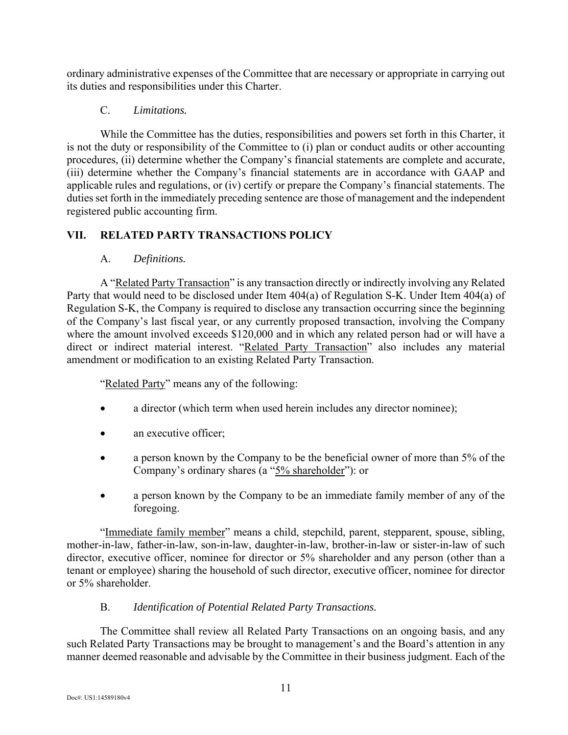ordinary administrative expenses of the Committee that are necessary or appropriate in carrying out its duties and responsibilities under this Charter.

C. *Limitations.*

While the Committee has the duties, responsibilities and powers set forth in this Charter, it is not the duty or responsibility of the Committee to (i) plan or conduct audits or other accounting procedures, (ii) determine whether the Company's financial statements are complete and accurate, (iii) determine whether the Company's financial statements are in accordance with GAAP and applicable rules and regulations, or (iv) certify or prepare the Company's financial statements. The duties set forth in the immediately preceding sentence are those of management and the independent registered public accounting firm.

## VII. RELATED PARTY TRANSACTIONS POLICY

A. *Definitions.*

A "Related Party Transaction" is any transaction directly or indirectly involving any Related Party that would need to be disclosed under Item 404(a) of Regulation S-K. Under Item 404(a) of Regulation S-K, the Company is required to disclose any transaction occurring since the beginning of the Company's last fiscal year, or any currently proposed transaction, involving the Company where the amount involved exceeds \$120,000 and in which any related person had or will have a direct or indirect material interest. "Related Party Transaction" also includes any material amendment or modification to an existing Related Party Transaction.

"Related Party" means any of the following:

- a director (which term when used herein includes any director nominee);
- an executive officer;
- a person known by the Company to be the beneficial owner of more than 5% of the Company's ordinary shares (a "5% shareholder"): or
- a person known by the Company to be an immediate family member of any of the foregoing.

"Immediate family member" means a child, stepchild, parent, stepparent, spouse, sibling, mother-in-law, father-in-law, son-in-law, daughter-in-law, brother-in-law or sister-in-law of such director, executive officer, nominee for director or 5% shareholder and any person (other than a tenant or employee) sharing the household of such director, executive officer, nominee for director or 5% shareholder.

B. *Identification of Potential Related Party Transactions.*

The Committee shall review all Related Party Transactions on an ongoing basis, and any such Related Party Transactions may be brought to management's and the Board's attention in any manner deemed reasonable and advisable by the Committee in their business judgment. Each of the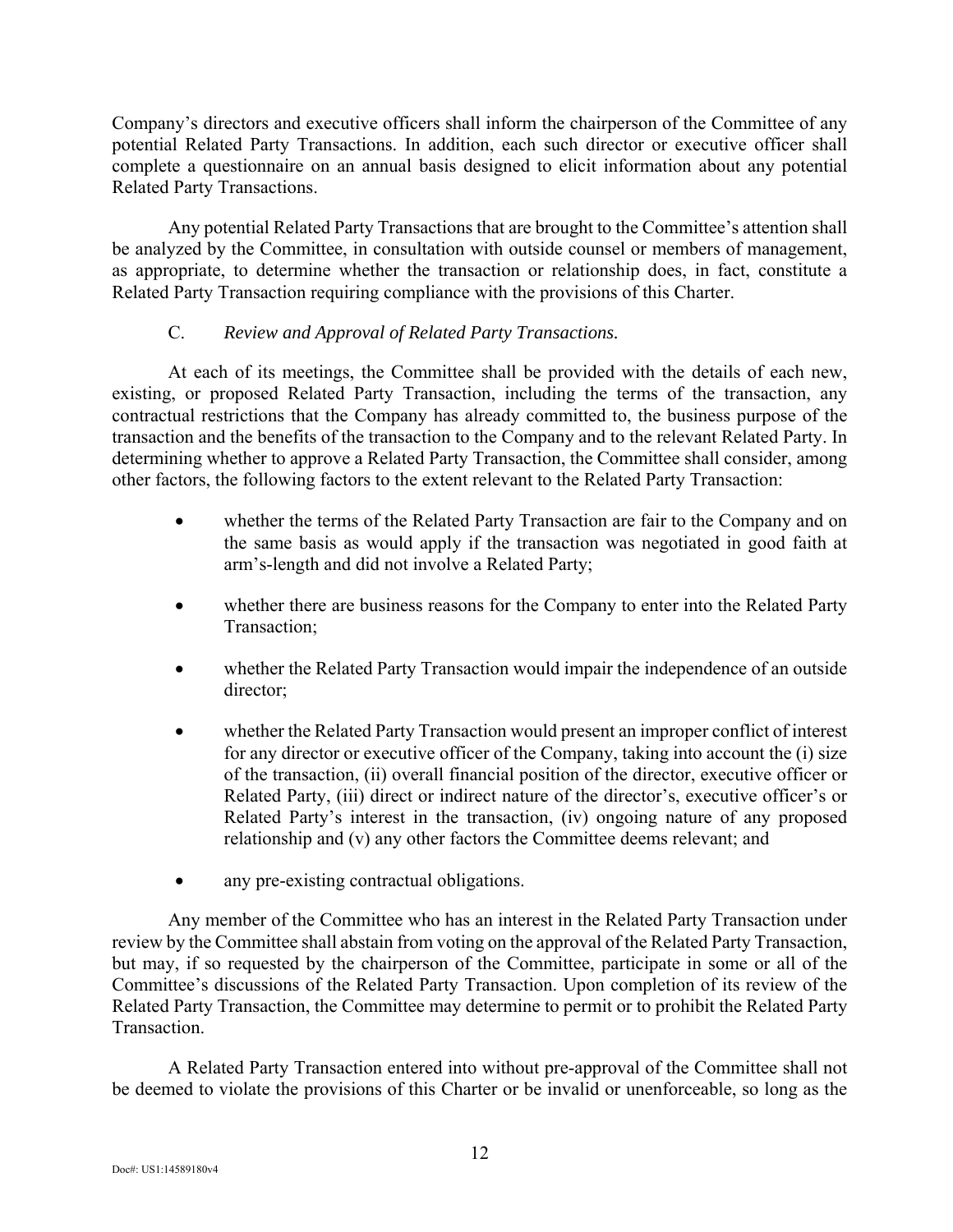Company's directors and executive officers shall inform the chairperson of the Committee of any potential Related Party Transactions. In addition, each such director or executive officer shall complete a questionnaire on an annual basis designed to elicit information about any potential Related Party Transactions.

Any potential Related Party Transactions that are brought to the Committee's attention shall be analyzed by the Committee, in consultation with outside counsel or members of management, as appropriate, to determine whether the transaction or relationship does, in fact, constitute a Related Party Transaction requiring compliance with the provisions of this Charter.

C. *Review and Approval of Related Party Transactions.*

At each of its meetings, the Committee shall be provided with the details of each new, existing, or proposed Related Party Transaction, including the terms of the transaction, any contractual restrictions that the Company has already committed to, the business purpose of the transaction and the benefits of the transaction to the Company and to the relevant Related Party. In determining whether to approve a Related Party Transaction, the Committee shall consider, among other factors, the following factors to the extent relevant to the Related Party Transaction:

- whether the terms of the Related Party Transaction are fair to the Company and on the same basis as would apply if the transaction was negotiated in good faith at arm's-length and did not involve a Related Party;
- whether there are business reasons for the Company to enter into the Related Party Transaction;
- whether the Related Party Transaction would impair the independence of an outside director;
- whether the Related Party Transaction would present an improper conflict of interest for any director or executive officer of the Company, taking into account the (i) size of the transaction, (ii) overall financial position of the director, executive officer or Related Party, (iii) direct or indirect nature of the director's, executive officer's or Related Party's interest in the transaction, (iv) ongoing nature of any proposed relationship and (v) any other factors the Committee deems relevant; and
- any pre-existing contractual obligations.

Any member of the Committee who has an interest in the Related Party Transaction under review by the Committee shall abstain from voting on the approval of the Related Party Transaction, but may, if so requested by the chairperson of the Committee, participate in some or all of the Committee's discussions of the Related Party Transaction. Upon completion of its review of the Related Party Transaction, the Committee may determine to permit or to prohibit the Related Party Transaction.

A Related Party Transaction entered into without pre-approval of the Committee shall not be deemed to violate the provisions of this Charter or be invalid or unenforceable, so long as the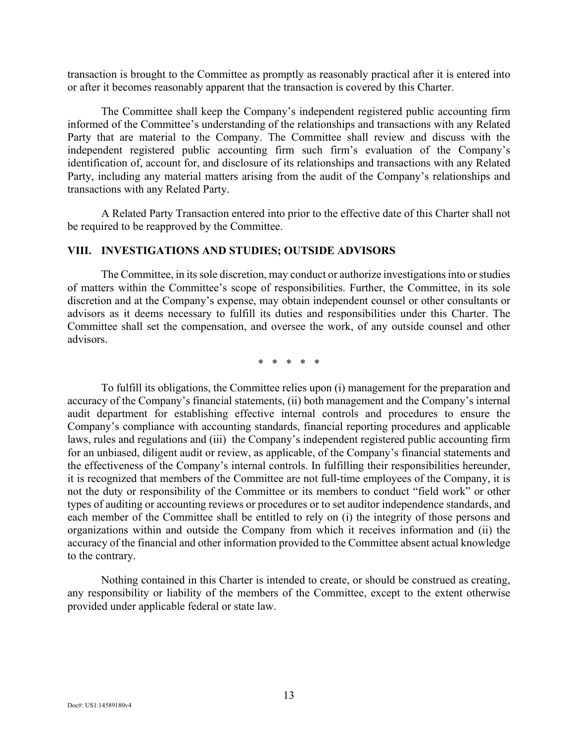transaction is brought to the Committee as promptly as reasonably practical after it is entered into or after it becomes reasonably apparent that the transaction is covered by this Charter.

The Committee shall keep the Company's independent registered public accounting firm informed of the Committee's understanding of the relationships and transactions with any Related Party that are material to the Company. The Committee shall review and discuss with the independent registered public accounting firm such firm's evaluation of the Company's identification of, account for, and disclosure of its relationships and transactions with any Related Party, including any material matters arising from the audit of the Company's relationships and transactions with any Related Party.

A Related Party Transaction entered into prior to the effective date of this Charter shall not be required to be reapproved by the Committee.

## VIII. INVESTIGATIONS AND STUDIES; OUTSIDE ADVISORS

The Committee, in its sole discretion, may conduct or authorize investigations into or studies of matters within the Committee's scope of responsibilities. Further, the Committee, in its sole discretion and at the Company's expense, may obtain independent counsel or other consultants or advisors as it deems necessary to fulfill its duties and responsibilities under this Charter. The Committee shall set the compensation, and oversee the work, of any outside counsel and other advisors.

\* \* \* \* \*

To fulfill its obligations, the Committee relies upon (i) management for the preparation and accuracy of the Company's financial statements, (ii) both management and the Company's internal audit department for establishing effective internal controls and procedures to ensure the Company's compliance with accounting standards, financial reporting procedures and applicable laws, rules and regulations and (iii) the Company's independent registered public accounting firm for an unbiased, diligent audit or review, as applicable, of the Company's financial statements and the effectiveness of the Company's internal controls. In fulfilling their responsibilities hereunder, it is recognized that members of the Committee are not full-time employees of the Company, it is not the duty or responsibility of the Committee or its members to conduct "field work" or other types of auditing or accounting reviews or procedures or to set auditor independence standards, and each member of the Committee shall be entitled to rely on (i) the integrity of those persons and organizations within and outside the Company from which it receives information and (ii) the accuracy of the financial and other information provided to the Committee absent actual knowledge to the contrary.

Nothing contained in this Charter is intended to create, or should be construed as creating, any responsibility or liability of the members of the Committee, except to the extent otherwise provided under applicable federal or state law.